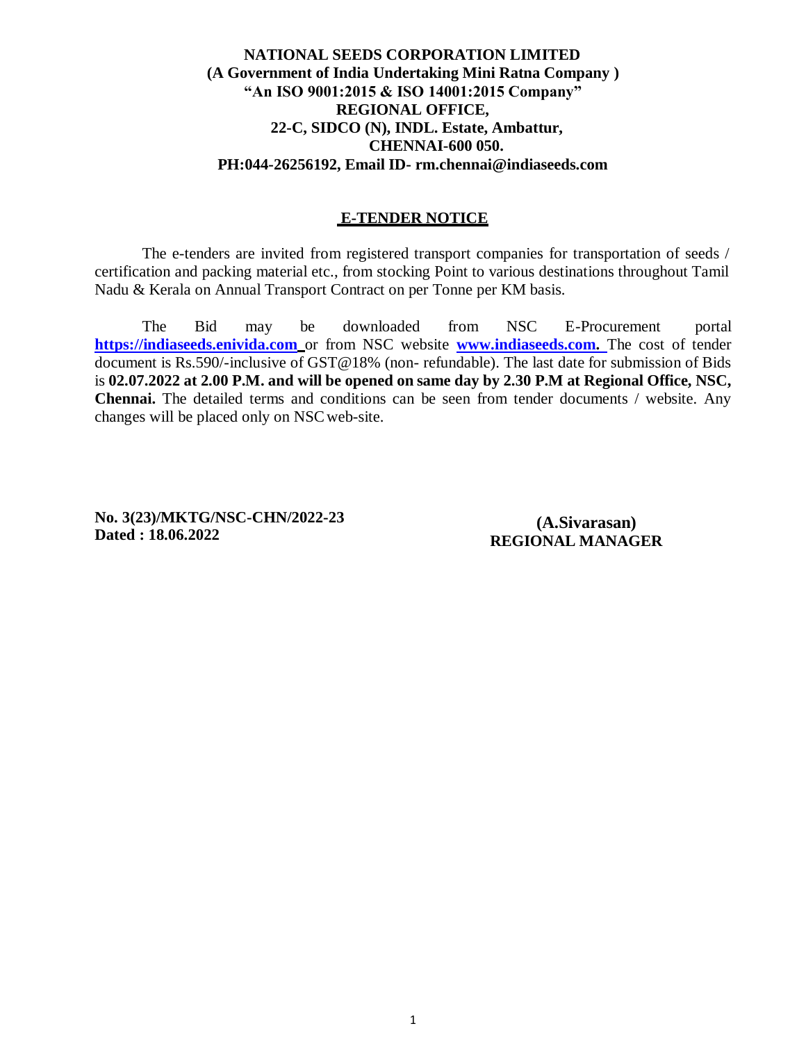**NATIONAL SEEDS CORPORATION LIMITED**
**(A Government of India Undertaking Mini Ratna Company )**
**"An ISO 9001:2015 & ISO 14001:2015 Company"**
**REGIONAL OFFICE,**
**22-C, SIDCO (N), INDL. Estate, Ambattur,**
**CHENNAI-600 050.**
**PH:044-26256192, Email ID- rm.chennai@indiaseeds.com**

## E-TENDER NOTICE

The e-tenders are invited from registered transport companies for transportation of seeds / certification and packing material etc., from stocking Point to various destinations throughout Tamil Nadu & Kerala on Annual Transport Contract on per Tonne per KM basis.

The Bid may be downloaded from NSC E-Procurement portal **https://indiaseeds.enivida.com** or from NSC website **www.indiaseeds.com.** The cost of tender document is Rs.590/-inclusive of GST@18% (non- refundable). The last date for submission of Bids is **02.07.2022 at 2.00 P.M. and will be opened on same day by 2.30 P.M at Regional Office, NSC, Chennai.** The detailed terms and conditions can be seen from tender documents / website. Any changes will be placed only on NSC web-site.

**No. 3(23)/MKTG/NSC-CHN/2022-23**
**Dated : 18.06.2022**

**(A.Sivarasan)**
**REGIONAL MANAGER**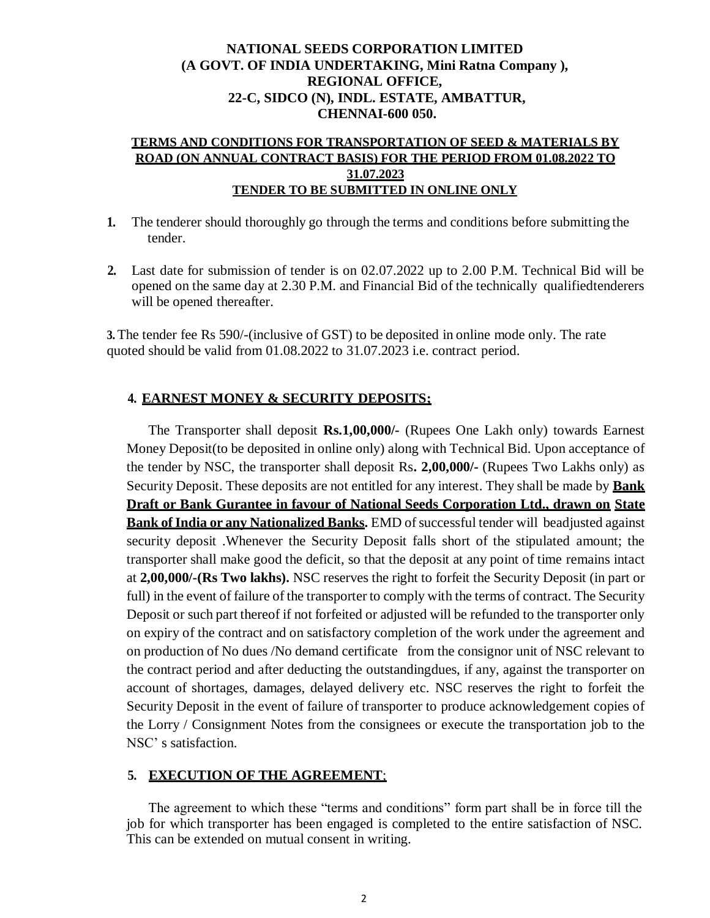**NATIONAL SEEDS CORPORATION LIMITED**
**(A GOVT. OF INDIA UNDERTAKING, Mini Ratna Company ),**
**REGIONAL OFFICE,**
**22-C, SIDCO (N), INDL. ESTATE, AMBATTUR,**
**CHENNAI-600 050.**

**TERMS AND CONDITIONS FOR TRANSPORTATION OF SEED & MATERIALS BY ROAD (ON ANNUAL CONTRACT BASIS) FOR THE PERIOD FROM 01.08.2022 TO 31.07.2023**
**TENDER TO BE SUBMITTED IN ONLINE ONLY**

1. The tenderer should thoroughly go through the terms and conditions before submitting the tender.

2. Last date for submission of tender is on 02.07.2022 up to 2.00 P.M. Technical Bid will be opened on the same day at 2.30 P.M. and Financial Bid of the technically qualifiedtenderers will be opened thereafter.

3. The tender fee Rs 590/-(inclusive of GST) to be deposited in online mode only. The rate quoted should be valid from 01.08.2022 to 31.07.2023 i.e. contract period.

## 4. EARNEST MONEY & SECURITY DEPOSITS;

The Transporter shall deposit **Rs.1,00,000/-** (Rupees One Lakh only) towards Earnest Money Deposit(to be deposited in online only) along with Technical Bid. Upon acceptance of the tender by NSC, the transporter shall deposit Rs**. 2,00,000/-** (Rupees Two Lakhs only) as Security Deposit. These deposits are not entitled for any interest. They shall be made by **Bank Draft or Bank Gurantee in favour of National Seeds Corporation Ltd., drawn on State Bank of India or any Nationalized Banks.** EMD of successful tender will beadjusted against security deposit .Whenever the Security Deposit falls short of the stipulated amount; the transporter shall make good the deficit, so that the deposit at any point of time remains intact at **2,00,000/-(Rs Two lakhs).** NSC reserves the right to forfeit the Security Deposit (in part or full) in the event of failure of the transporter to comply with the terms of contract. The Security Deposit or such part thereof if not forfeited or adjusted will be refunded to the transporter only on expiry of the contract and on satisfactory completion of the work under the agreement and on production of No dues /No demand certificate from the consignor unit of NSC relevant to the contract period and after deducting the outstandingdues, if any, against the transporter on account of shortages, damages, delayed delivery etc. NSC reserves the right to forfeit the Security Deposit in the event of failure of transporter to produce acknowledgement copies of the Lorry / Consignment Notes from the consignees or execute the transportation job to the NSC' s satisfaction.

## 5. EXECUTION OF THE AGREEMENT;

The agreement to which these "terms and conditions" form part shall be in force till the job for which transporter has been engaged is completed to the entire satisfaction of NSC. This can be extended on mutual consent in writing.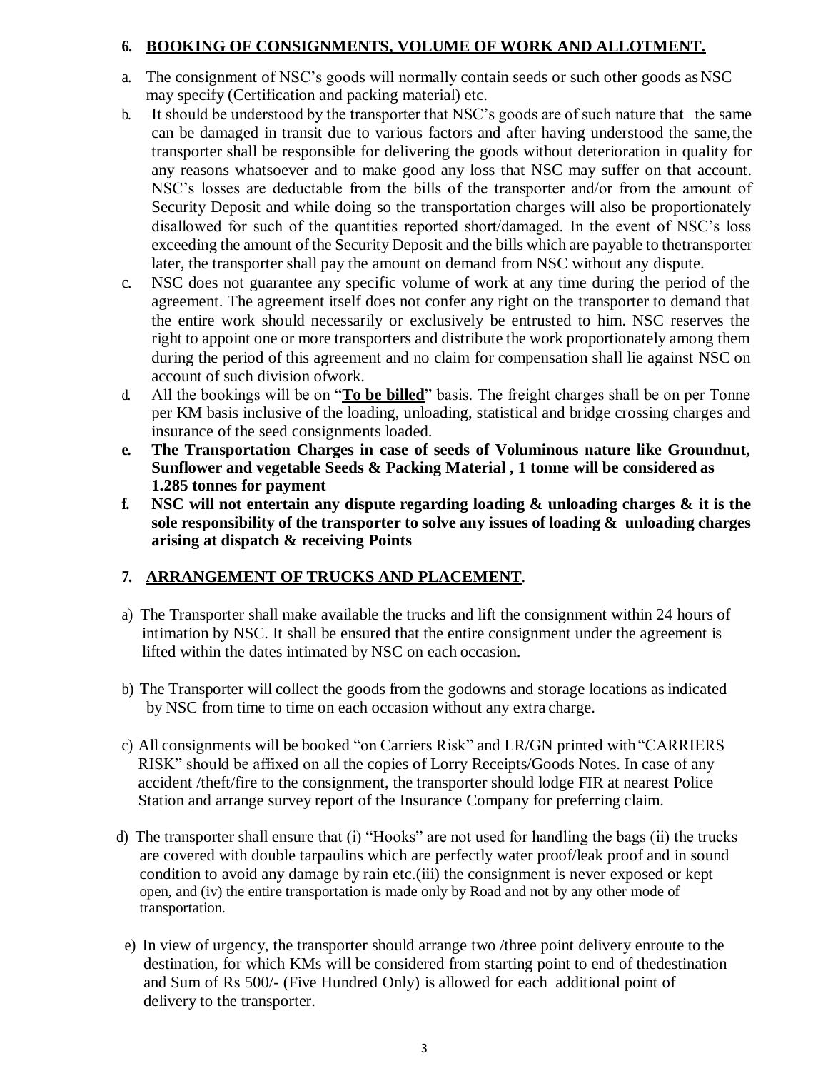## 6. BOOKING OF CONSIGNMENTS, VOLUME OF WORK AND ALLOTMENT.

a. The consignment of NSC's goods will normally contain seeds or such other goods as NSC may specify (Certification and packing material) etc.

b. It should be understood by the transporter that NSC's goods are of such nature that the same can be damaged in transit due to various factors and after having understood the same, the transporter shall be responsible for delivering the goods without deterioration in quality for any reasons whatsoever and to make good any loss that NSC may suffer on that account. NSC's losses are deductable from the bills of the transporter and/or from the amount of Security Deposit and while doing so the transportation charges will also be proportionately disallowed for such of the quantities reported short/damaged. In the event of NSC's loss exceeding the amount of the Security Deposit and the bills which are payable to the transporter later, the transporter shall pay the amount on demand from NSC without any dispute.

c. NSC does not guarantee any specific volume of work at any time during the period of the agreement. The agreement itself does not confer any right on the transporter to demand that the entire work should necessarily or exclusively be entrusted to him. NSC reserves the right to appoint one or more transporters and distribute the work proportionately among them during the period of this agreement and no claim for compensation shall lie against NSC on account of such division of work.

d. All the bookings will be on "**To be billed**" basis. The freight charges shall be on per Tonne per KM basis inclusive of the loading, unloading, statistical and bridge crossing charges and insurance of the seed consignments loaded.

**e. The Transportation Charges in case of seeds of Voluminous nature like Groundnut, Sunflower and vegetable Seeds & Packing Material , 1 tonne will be considered as 1.285 tonnes for payment**

**f. NSC will not entertain any dispute regarding loading & unloading charges & it is the sole responsibility of the transporter to solve any issues of loading & unloading charges arising at dispatch & receiving Points**

## 7. ARRANGEMENT OF TRUCKS AND PLACEMENT.

a) The Transporter shall make available the trucks and lift the consignment within 24 hours of intimation by NSC. It shall be ensured that the entire consignment under the agreement is lifted within the dates intimated by NSC on each occasion.

b) The Transporter will collect the goods from the godowns and storage locations as indicated by NSC from time to time on each occasion without any extra charge.

c) All consignments will be booked "on Carriers Risk" and LR/GN printed with "CARRIERS RISK" should be affixed on all the copies of Lorry Receipts/Goods Notes. In case of any accident /theft/fire to the consignment, the transporter should lodge FIR at nearest Police Station and arrange survey report of the Insurance Company for preferring claim.

d) The transporter shall ensure that (i) "Hooks" are not used for handling the bags (ii) the trucks are covered with double tarpaulins which are perfectly water proof/leak proof and in sound condition to avoid any damage by rain etc.(iii) the consignment is never exposed or kept open, and (iv) the entire transportation is made only by Road and not by any other mode of transportation.

e) In view of urgency, the transporter should arrange two /three point delivery enroute to the destination, for which KMs will be considered from starting point to end of the destination and Sum of Rs 500/- (Five Hundred Only) is allowed for each additional point of delivery to the transporter.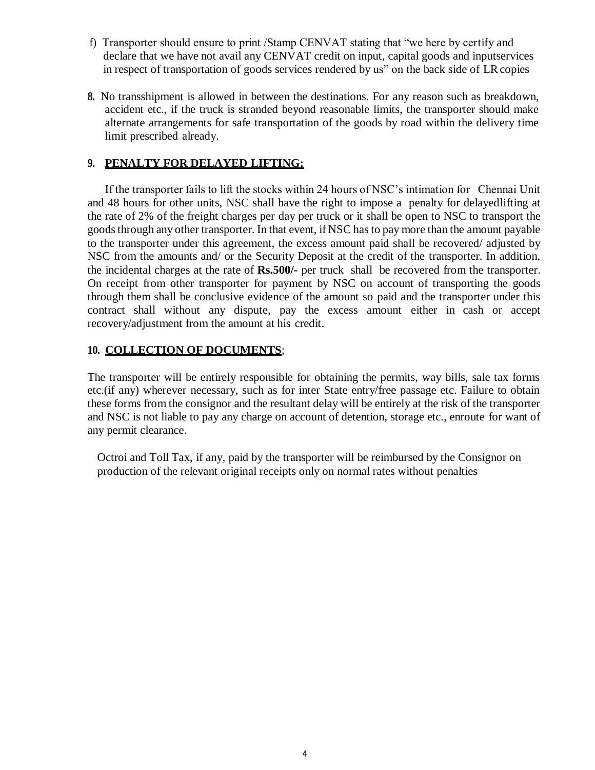f) Transporter should ensure to print /Stamp CENVAT stating that "we here by certify and declare that we have not avail any CENVAT credit on input, capital goods and inputservices in respect of transportation of goods services rendered by us" on the back side of LR copies

**8.** No transshipment is allowed in between the destinations. For any reason such as breakdown, accident etc., if the truck is stranded beyond reasonable limits, the transporter should make alternate arrangements for safe transportation of the goods by road within the delivery time limit prescribed already.

**9. <u>PENALTY FOR DELAYED LIFTING:</u>**

If the transporter fails to lift the stocks within 24 hours of NSC's intimation for Chennai Unit and 48 hours for other units, NSC shall have the right to impose a penalty for delayedlifting at the rate of 2% of the freight charges per day per truck or it shall be open to NSC to transport the goods through any other transporter. In that event, if NSC has to pay more than the amount payable to the transporter under this agreement, the excess amount paid shall be recovered/ adjusted by NSC from the amounts and/ or the Security Deposit at the credit of the transporter. In addition, the incidental charges at the rate of **Rs.500/-** per truck shall be recovered from the transporter. On receipt from other transporter for payment by NSC on account of transporting the goods through them shall be conclusive evidence of the amount so paid and the transporter under this contract shall without any dispute, pay the excess amount either in cash or accept recovery/adjustment from the amount at his credit.

**10. <u>COLLECTION OF DOCUMENTS</u>**;

The transporter will be entirely responsible for obtaining the permits, way bills, sale tax forms etc.(if any) wherever necessary, such as for inter State entry/free passage etc. Failure to obtain these forms from the consignor and the resultant delay will be entirely at the risk of the transporter and NSC is not liable to pay any charge on account of detention, storage etc., enroute for want of any permit clearance.

Octroi and Toll Tax, if any, paid by the transporter will be reimbursed by the Consignor on production of the relevant original receipts only on normal rates without penalties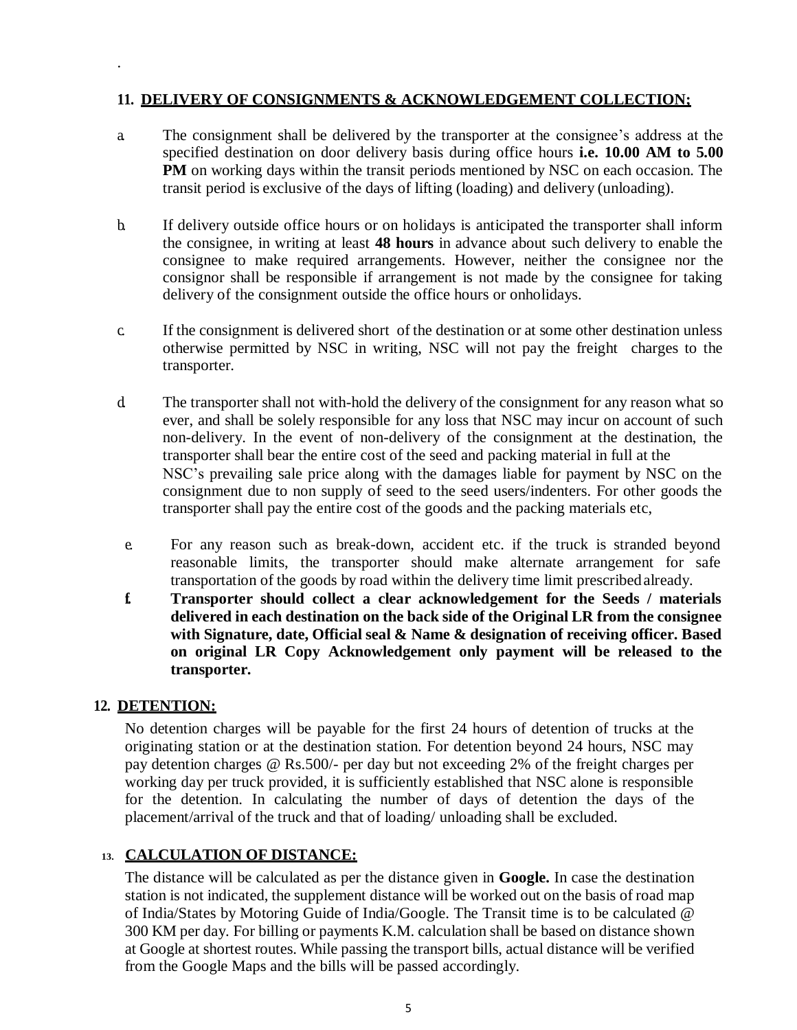## 11. DELIVERY OF CONSIGNMENTS & ACKNOWLEDGEMENT COLLECTION;

a. The consignment shall be delivered by the transporter at the consignee's address at the specified destination on door delivery basis during office hours **i.e. 10.00 AM to 5.00 PM** on working days within the transit periods mentioned by NSC on each occasion. The transit period is exclusive of the days of lifting (loading) and delivery (unloading).

b. If delivery outside office hours or on holidays is anticipated the transporter shall inform the consignee, in writing at least **48 hours** in advance about such delivery to enable the consignee to make required arrangements. However, neither the consignee nor the consignor shall be responsible if arrangement is not made by the consignee for taking delivery of the consignment outside the office hours or onholidays.

c. If the consignment is delivered short of the destination or at some other destination unless otherwise permitted by NSC in writing, NSC will not pay the freight charges to the transporter.

d. The transporter shall not with-hold the delivery of the consignment for any reason what so ever, and shall be solely responsible for any loss that NSC may incur on account of such non-delivery. In the event of non-delivery of the consignment at the destination, the transporter shall bear the entire cost of the seed and packing material in full at the NSC's prevailing sale price along with the damages liable for payment by NSC on the consignment due to non supply of seed to the seed users/indenters. For other goods the transporter shall pay the entire cost of the goods and the packing materials etc,

e. For any reason such as break-down, accident etc. if the truck is stranded beyond reasonable limits, the transporter should make alternate arrangement for safe transportation of the goods by road within the delivery time limit prescribed already.

**f. Transporter should collect a clear acknowledgement for the Seeds / materials delivered in each destination on the back side of the Original LR from the consignee with Signature, date, Official seal & Name & designation of receiving officer. Based on original LR Copy Acknowledgement only payment will be released to the transporter.**

## 12. DETENTION:

No detention charges will be payable for the first 24 hours of detention of trucks at the originating station or at the destination station. For detention beyond 24 hours, NSC may pay detention charges @ Rs.500/- per day but not exceeding 2% of the freight charges per working day per truck provided, it is sufficiently established that NSC alone is responsible for the detention. In calculating the number of days of detention the days of the placement/arrival of the truck and that of loading/ unloading shall be excluded.

## 13. CALCULATION OF DISTANCE:

The distance will be calculated as per the distance given in **Google.** In case the destination station is not indicated, the supplement distance will be worked out on the basis of road map of India/States by Motoring Guide of India/Google. The Transit time is to be calculated @ 300 KM per day. For billing or payments K.M. calculation shall be based on distance shown at Google at shortest routes. While passing the transport bills, actual distance will be verified from the Google Maps and the bills will be passed accordingly.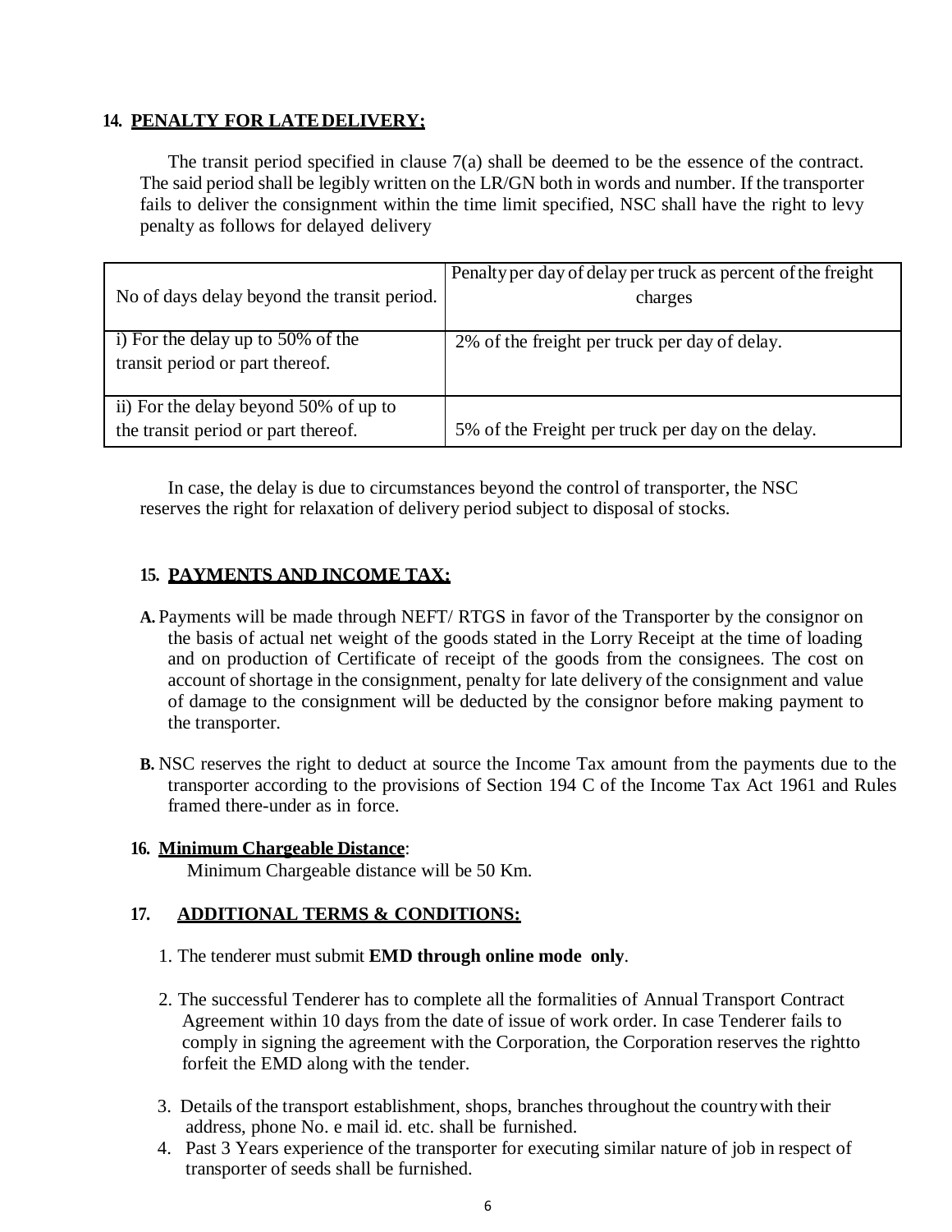### 14. PENALTY FOR LATE DELIVERY;

The transit period specified in clause 7(a) shall be deemed to be the essence of the contract. The said period shall be legibly written on the LR/GN both in words and number. If the transporter fails to deliver the consignment within the time limit specified, NSC shall have the right to levy penalty as follows for delayed delivery

| No of days delay beyond the transit period. | Penalty per day of delay per truck as percent of the freight charges |
|---|---|
| i) For the delay up to 50% of the transit period or part thereof. | 2% of the freight per truck per day of delay. |
| ii) For the delay beyond 50% of up to the transit period or part thereof. | 5% of the Freight per truck per day on the delay. |

In case, the delay is due to circumstances beyond the control of transporter, the NSC reserves the right for relaxation of delivery period subject to disposal of stocks.

### 15. PAYMENTS AND INCOME TAX;

**A.** Payments will be made through NEFT/ RTGS in favor of the Transporter by the consignor on the basis of actual net weight of the goods stated in the Lorry Receipt at the time of loading and on production of Certificate of receipt of the goods from the consignees. The cost on account of shortage in the consignment, penalty for late delivery of the consignment and value of damage to the consignment will be deducted by the consignor before making payment to the transporter.

**B.** NSC reserves the right to deduct at source the Income Tax amount from the payments due to the transporter according to the provisions of Section 194 C of the Income Tax Act 1961 and Rules framed there-under as in force.

### 16. Minimum Chargeable Distance:

Minimum Chargeable distance will be 50 Km.

### 17. ADDITIONAL TERMS & CONDITIONS:

1. The tenderer must submit **EMD through online mode only**.
2. The successful Tenderer has to complete all the formalities of Annual Transport Contract Agreement within 10 days from the date of issue of work order. In case Tenderer fails to comply in signing the agreement with the Corporation, the Corporation reserves the rightto forfeit the EMD along with the tender.
3. Details of the transport establishment, shops, branches throughout the countrywith their address, phone No. e mail id. etc. shall be furnished.
4. Past 3 Years experience of the transporter for executing similar nature of job in respect of transporter of seeds shall be furnished.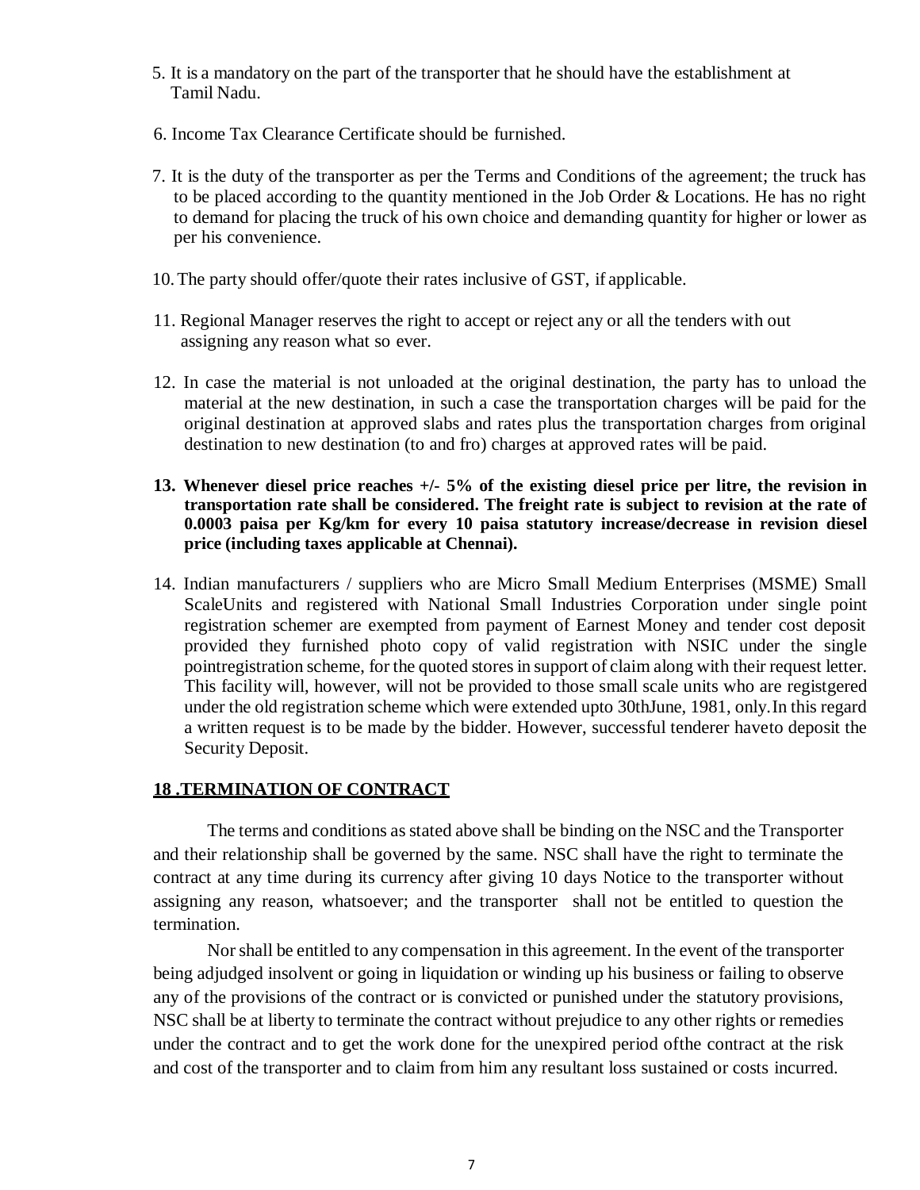5. It is a mandatory on the part of the transporter that he should have the establishment at Tamil Nadu.

6. Income Tax Clearance Certificate should be furnished.

7. It is the duty of the transporter as per the Terms and Conditions of the agreement; the truck has to be placed according to the quantity mentioned in the Job Order & Locations. He has no right to demand for placing the truck of his own choice and demanding quantity for higher or lower as per his convenience.

10. The party should offer/quote their rates inclusive of GST, if applicable.

11. Regional Manager reserves the right to accept or reject any or all the tenders with out assigning any reason what so ever.

12. In case the material is not unloaded at the original destination, the party has to unload the material at the new destination, in such a case the transportation charges will be paid for the original destination at approved slabs and rates plus the transportation charges from original destination to new destination (to and fro) charges at approved rates will be paid.

**13. Whenever diesel price reaches +/- 5% of the existing diesel price per litre, the revision in transportation rate shall be considered. The freight rate is subject to revision at the rate of 0.0003 paisa per Kg/km for every 10 paisa statutory increase/decrease in revision diesel price (including taxes applicable at Chennai).**

14. Indian manufacturers / suppliers who are Micro Small Medium Enterprises (MSME) Small ScaleUnits and registered with National Small Industries Corporation under single point registration schemer are exempted from payment of Earnest Money and tender cost deposit provided they furnished photo copy of valid registration with NSIC under the single pointregistration scheme, for the quoted stores in support of claim along with their request letter. This facility will, however, will not be provided to those small scale units who are registgered under the old registration scheme which were extended upto 30thJune, 1981, only.In this regard a written request is to be made by the bidder. However, successful tenderer haveto deposit the Security Deposit.

## 18 .TERMINATION OF CONTRACT

The terms and conditions as stated above shall be binding on the NSC and the Transporter and their relationship shall be governed by the same. NSC shall have the right to terminate the contract at any time during its currency after giving 10 days Notice to the transporter without assigning any reason, whatsoever; and the transporter shall not be entitled to question the termination.

Nor shall be entitled to any compensation in this agreement. In the event of the transporter being adjudged insolvent or going in liquidation or winding up his business or failing to observe any of the provisions of the contract or is convicted or punished under the statutory provisions, NSC shall be at liberty to terminate the contract without prejudice to any other rights or remedies under the contract and to get the work done for the unexpired period ofthe contract at the risk and cost of the transporter and to claim from him any resultant loss sustained or costs incurred.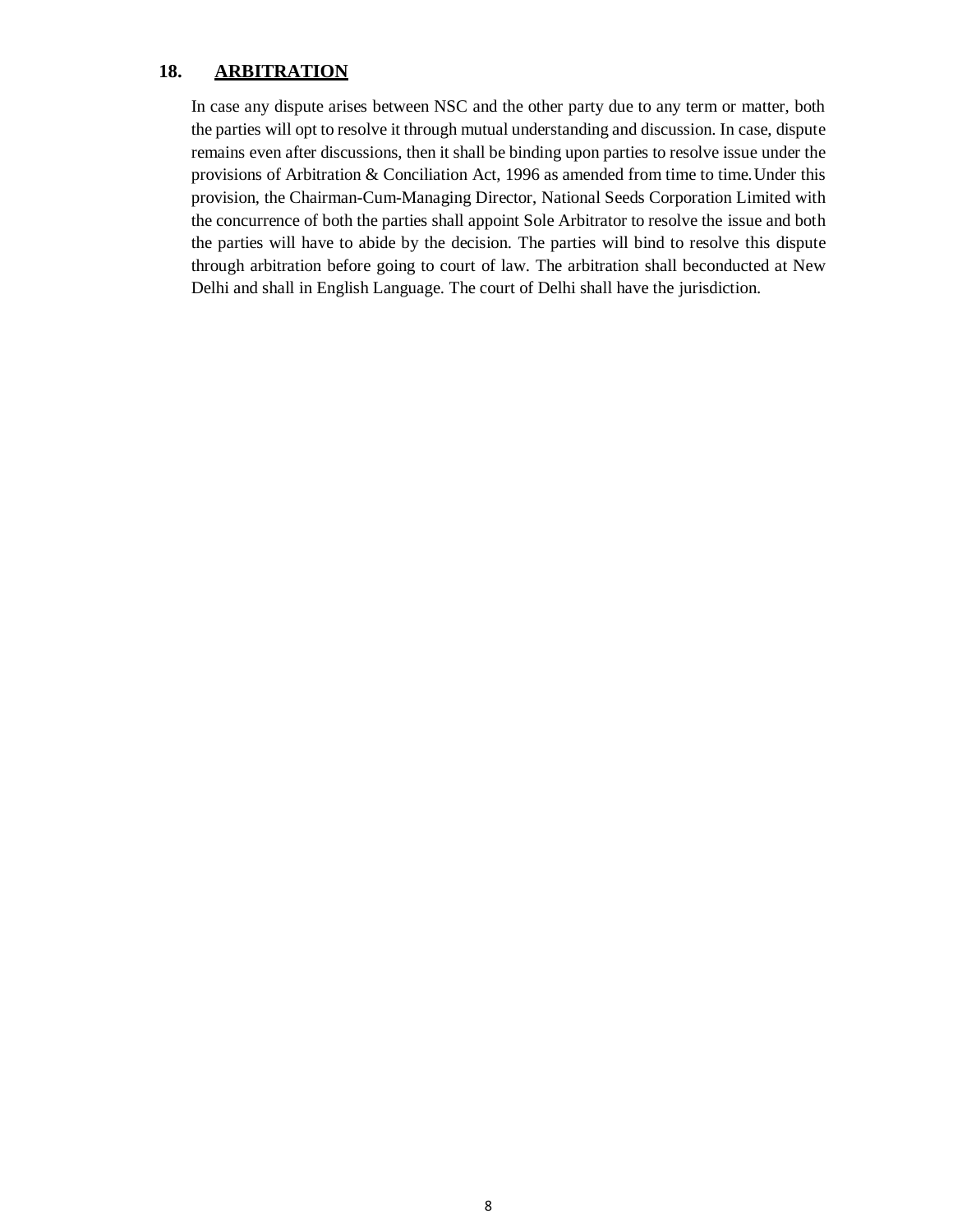## 18. ARBITRATION

In case any dispute arises between NSC and the other party due to any term or matter, both the parties will opt to resolve it through mutual understanding and discussion. In case, dispute remains even after discussions, then it shall be binding upon parties to resolve issue under the provisions of Arbitration & Conciliation Act, 1996 as amended from time to time. Under this provision, the Chairman-Cum-Managing Director, National Seeds Corporation Limited with the concurrence of both the parties shall appoint Sole Arbitrator to resolve the issue and both the parties will have to abide by the decision. The parties will bind to resolve this dispute through arbitration before going to court of law. The arbitration shall beconducted at New Delhi and shall in English Language. The court of Delhi shall have the jurisdiction.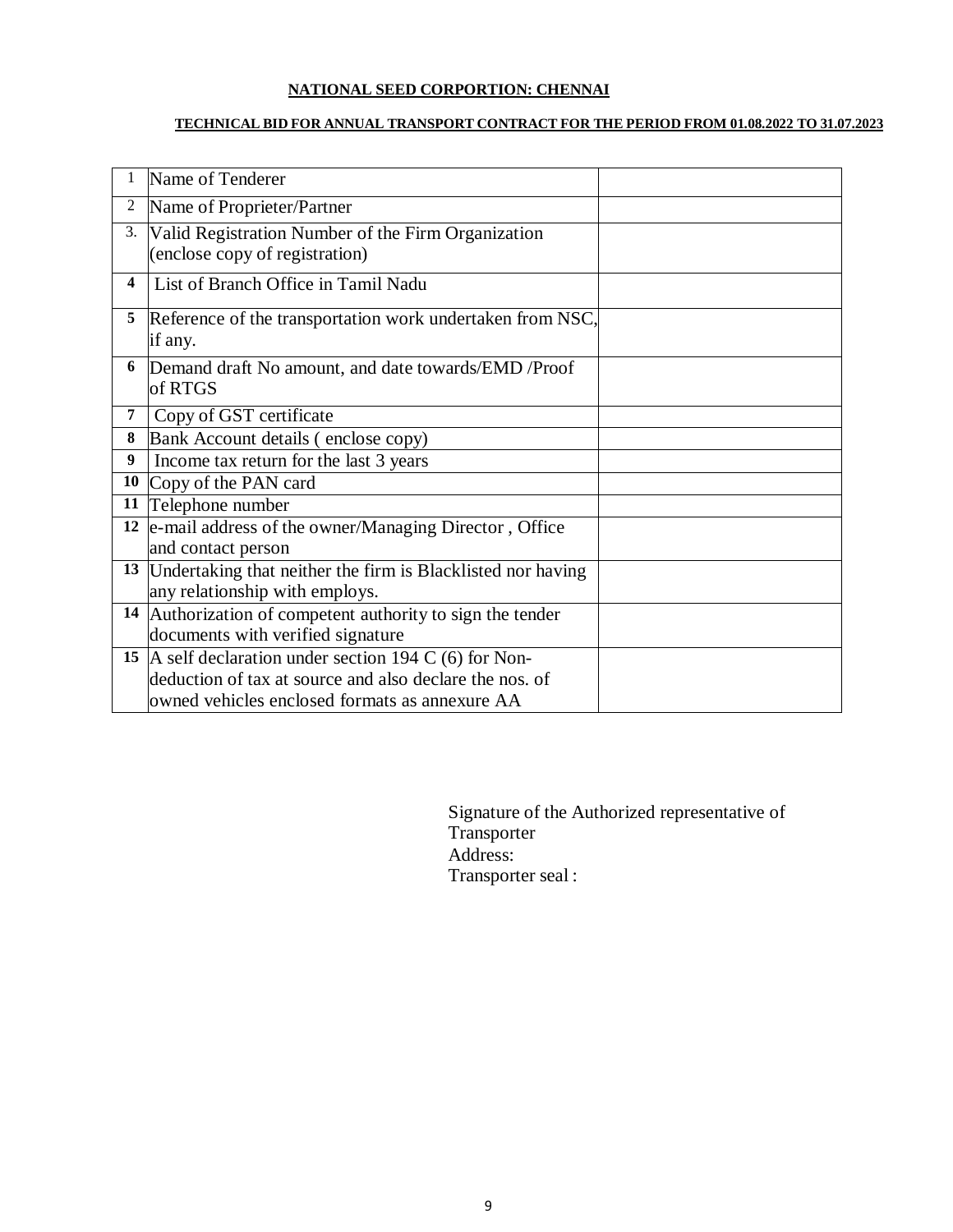**NATIONAL SEED CORPORTION: CHENNAI**

**TECHNICAL BID FOR ANNUAL TRANSPORT CONTRACT FOR THE PERIOD FROM 01.08.2022 TO 31.07.2023**

| | | |
|---|---|---|
| 1 | Name of Tenderer | |
| 2 | Name of Proprieter/Partner | |
| 3. | Valid Registration Number of the Firm Organization (enclose copy of registration) | |
| **4** | List of Branch Office in Tamil Nadu | |
| **5** | Reference of the transportation work undertaken from NSC, if any. | |
| **6** | Demand draft No amount, and date towards/EMD /Proof of RTGS | |
| **7** | Copy of GST certificate | |
| **8** | Bank Account details ( enclose copy) | |
| **9** | Income tax return for the last 3 years | |
| **10** | Copy of the PAN card | |
| **11** | Telephone number | |
| **12** | e-mail address of the owner/Managing Director , Office and contact person | |
| **13** | Undertaking that neither the firm is Blacklisted nor having any relationship with employs. | |
| **14** | Authorization of competent authority to sign the tender documents with verified signature | |
| **15** | A self declaration under section 194 C (6) for Non-deduction of tax at source and also declare the nos. of owned vehicles enclosed formats as annexure AA | |

Signature of the Authorized representative of Transporter
Address:
Transporter seal :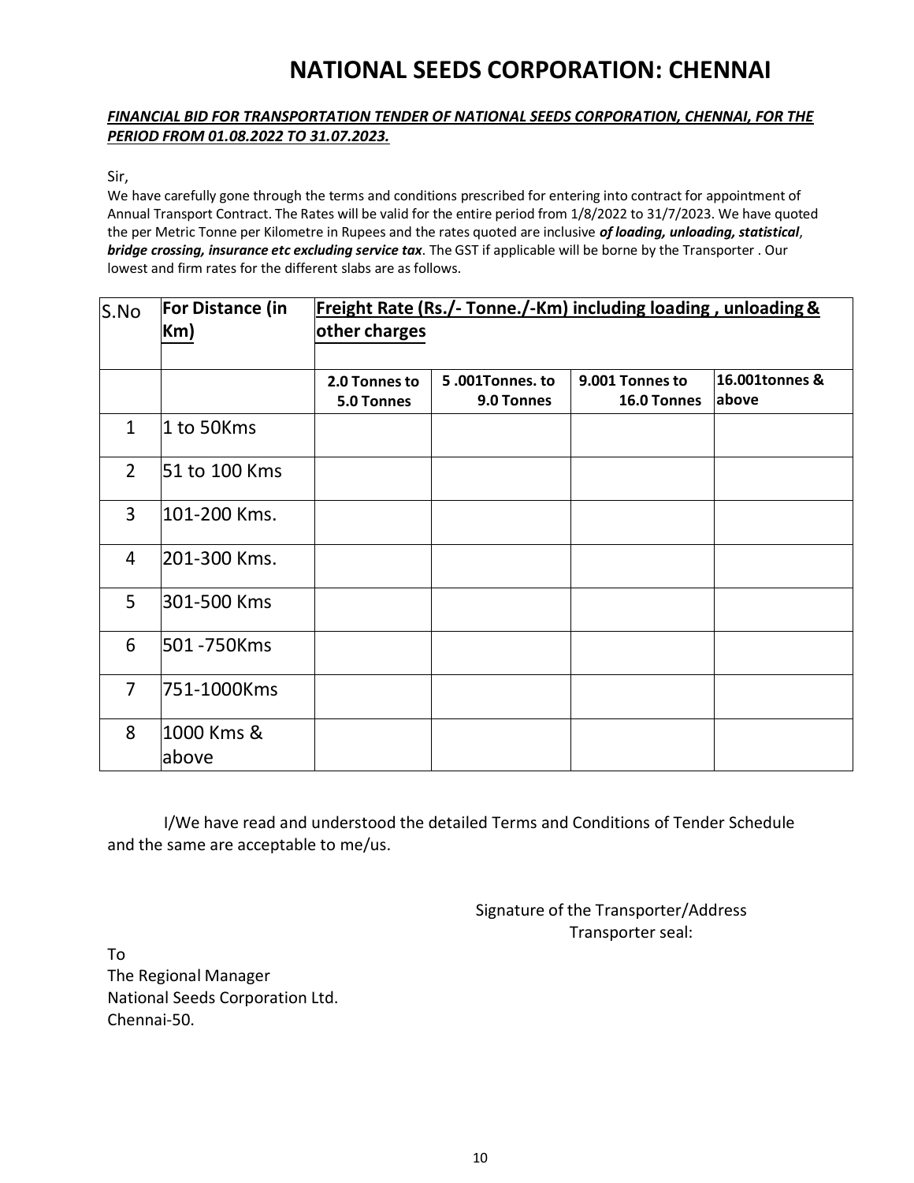# NATIONAL SEEDS CORPORATION: CHENNAI

***FINANCIAL BID FOR TRANSPORTATION TENDER OF NATIONAL SEEDS CORPORATION, CHENNAI, FOR THE PERIOD FROM 01.08.2022 TO 31.07.2023.***

Sir,

We have carefully gone through the terms and conditions prescribed for entering into contract for appointment of Annual Transport Contract. The Rates will be valid for the entire period from 1/8/2022 to 31/7/2023. We have quoted the per Metric Tonne per Kilometre in Rupees and the rates quoted are inclusive ***of loading, unloading, statistical***, ***bridge crossing, insurance etc excluding service tax***. The GST if applicable will be borne by the Transporter . Our lowest and firm rates for the different slabs are as follows.

| S.No | For Distance (in Km) | Freight Rate (Rs./- Tonne./-Km) including loading , unloading & other charges | | | |
|---|---|---|---|---|---|
| | | **2.0 Tonnes to 5.0 Tonnes** | **5 .001Tonnes. to 9.0 Tonnes** | **9.001 Tonnes to 16.0 Tonnes** | **16.001tonnes & above** |
| 1 | 1 to 50Kms | | | | |
| 2 | 51 to 100 Kms | | | | |
| 3 | 101-200 Kms. | | | | |
| 4 | 201-300 Kms. | | | | |
| 5 | 301-500 Kms | | | | |
| 6 | 501 -750Kms | | | | |
| 7 | 751-1000Kms | | | | |
| 8 | 1000 Kms & above | | | | |

I/We have read and understood the detailed Terms and Conditions of Tender Schedule and the same are acceptable to me/us.

Signature of the Transporter/Address

Transporter seal:

To
The Regional Manager
National Seeds Corporation Ltd.
Chennai-50.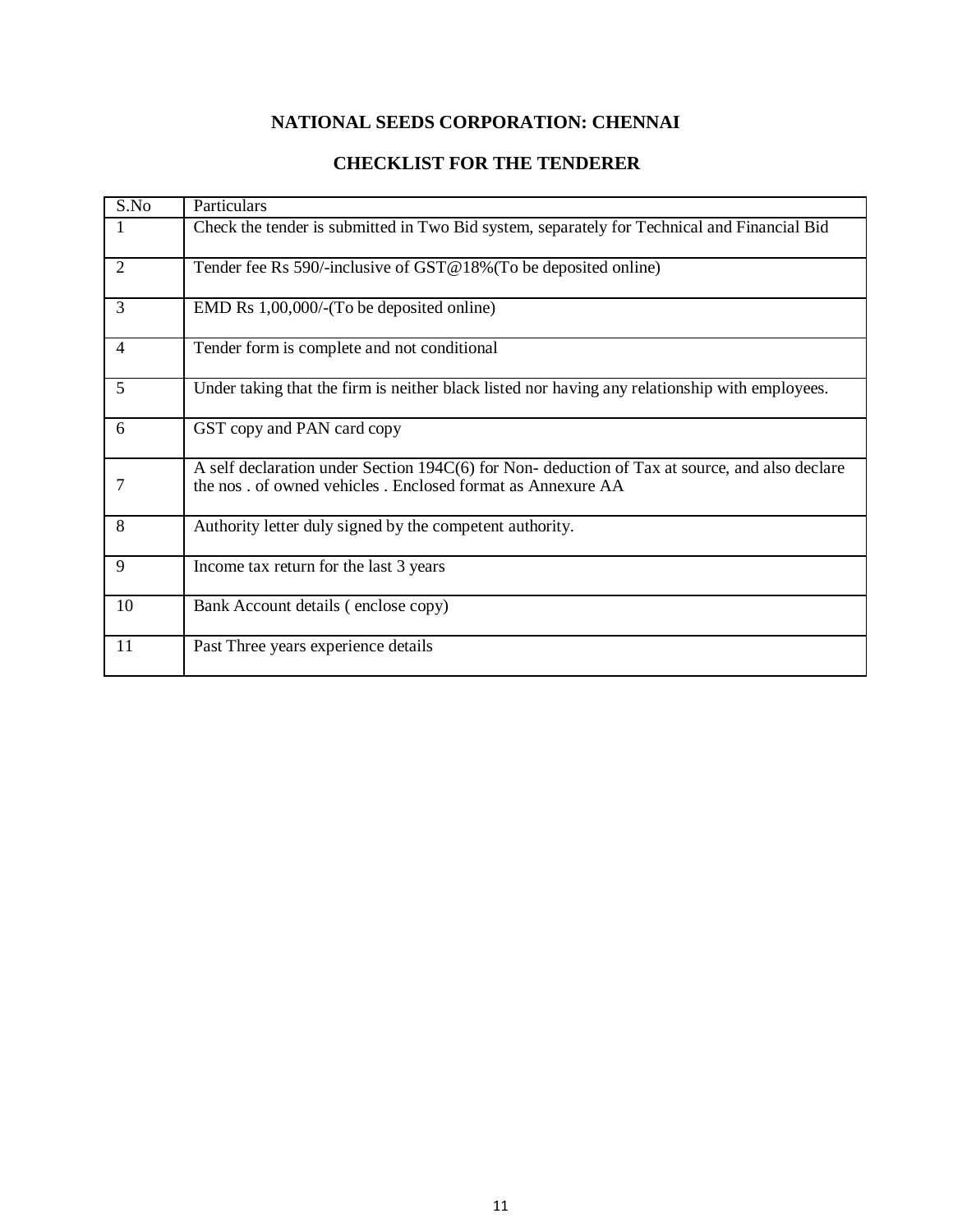# NATIONAL SEEDS CORPORATION: CHENNAI

## CHECKLIST FOR THE TENDERER

| S.No | Particulars |
|---|---|
| 1 | Check the tender is submitted in Two Bid system, separately for Technical and Financial Bid |
| 2 | Tender fee Rs 590/-inclusive of GST@18%(To be deposited online) |
| 3 | EMD Rs 1,00,000/-(To be deposited online) |
| 4 | Tender form is complete and not conditional |
| 5 | Under taking that the firm is neither black listed nor having any relationship with employees. |
| 6 | GST copy and PAN card copy |
| 7 | A self declaration under Section 194C(6) for Non- deduction of Tax at source, and also declare the nos . of owned vehicles . Enclosed format as Annexure AA |
| 8 | Authority letter duly signed by the competent authority. |
| 9 | Income tax return for the last 3 years |
| 10 | Bank Account details ( enclose copy) |
| 11 | Past Three years experience details |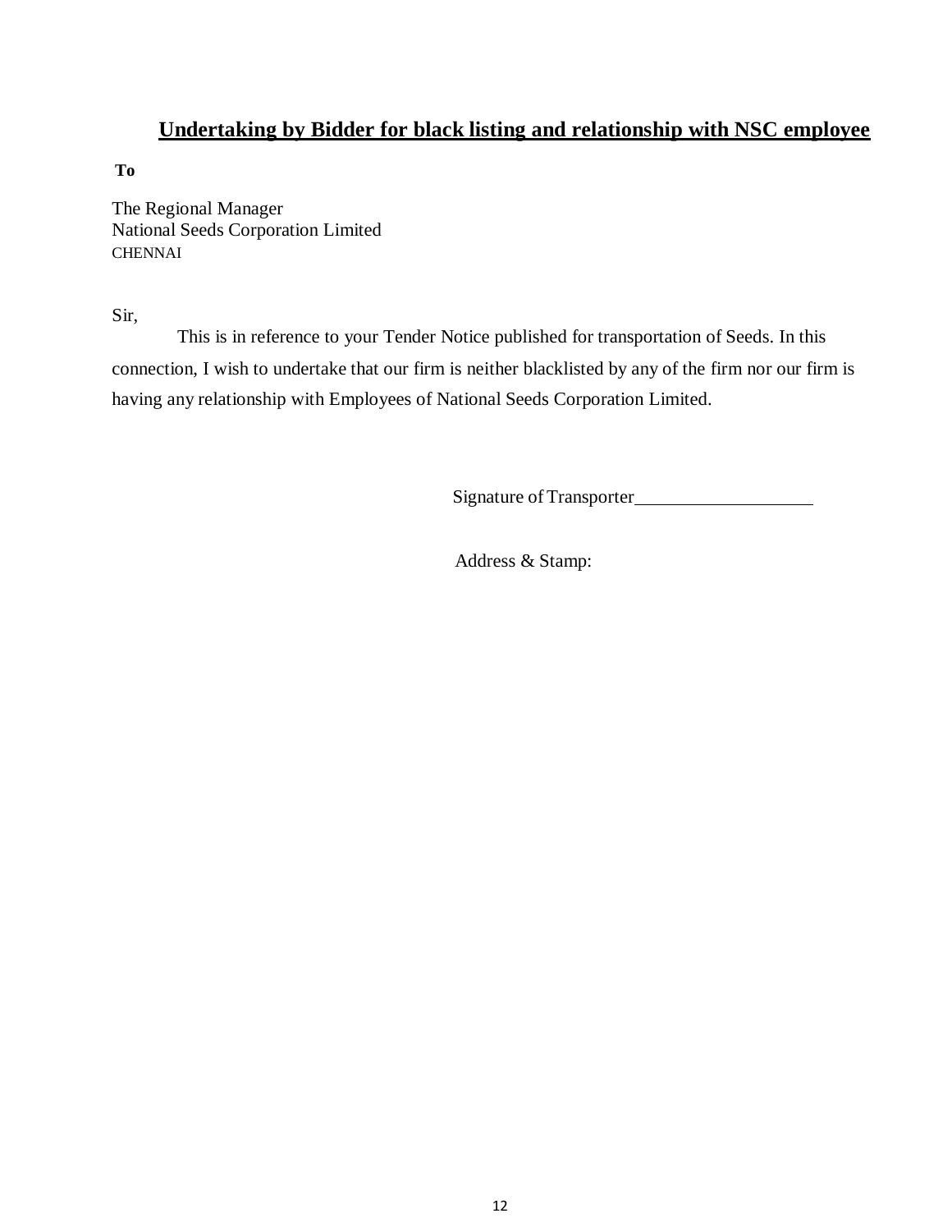## **Undertaking by Bidder for black listing and relationship with NSC employee**

**To**

The Regional Manager
National Seeds Corporation Limited
CHENNAI

Sir,

This is in reference to your Tender Notice published for transportation of Seeds. In this connection, I wish to undertake that our firm is neither blacklisted by any of the firm nor our firm is having any relationship with Employees of National Seeds Corporation Limited.

Signature of Transporter____________________

Address & Stamp: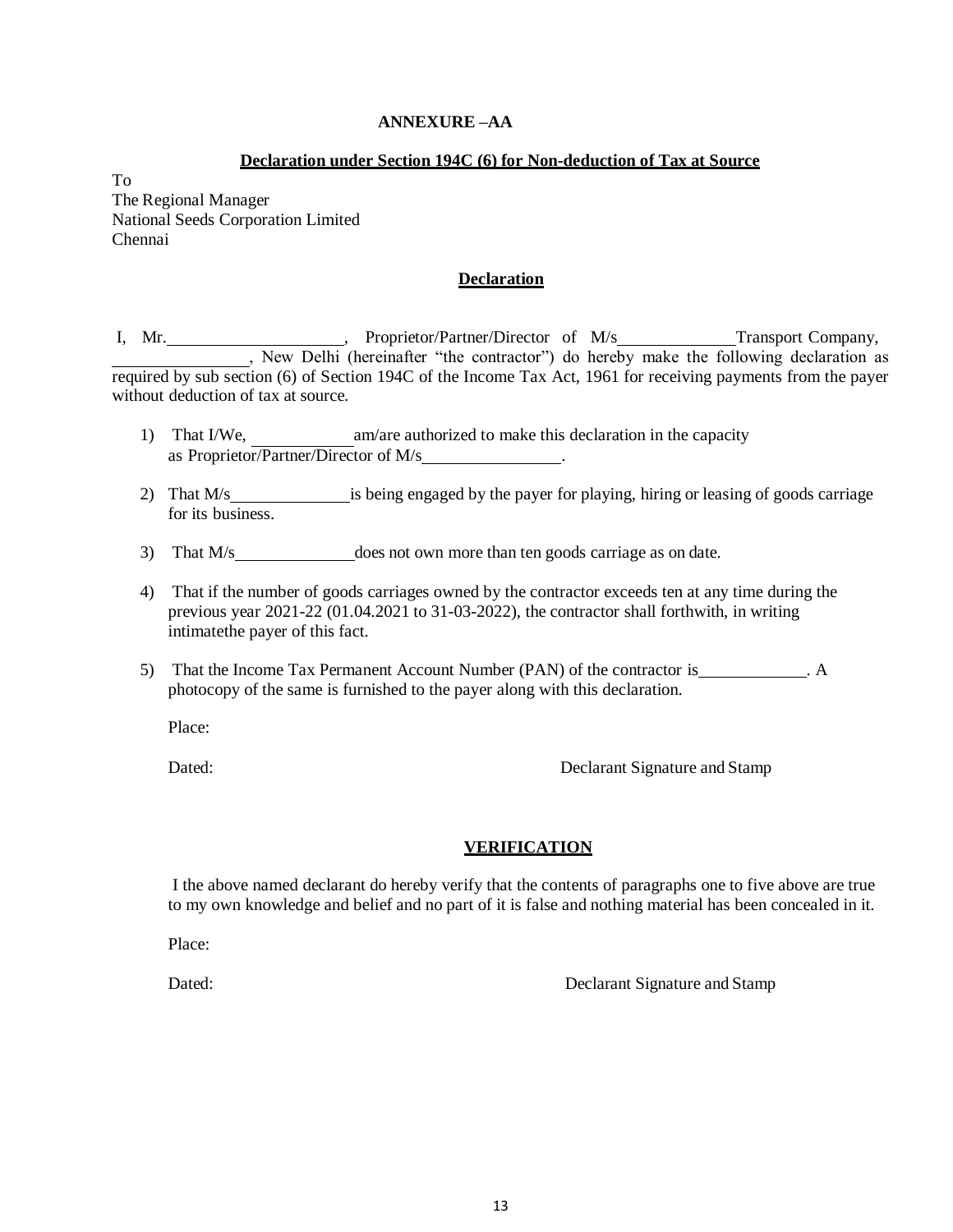**ANNEXURE –AA**

**Declaration under Section 194C (6) for Non-deduction of Tax at Source**

To
The Regional Manager
National Seeds Corporation Limited
Chennai

**Declaration**

I, Mr.____________________, Proprietor/Partner/Director of M/s______________Transport Company, _______________, New Delhi (hereinafter "the contractor") do hereby make the following declaration as required by sub section (6) of Section 194C of the Income Tax Act, 1961 for receiving payments from the payer without deduction of tax at source.

1) That I/We, ____________am/are authorized to make this declaration in the capacity as Proprietor/Partner/Director of M/s________________.

2) That M/s______________is being engaged by the payer for playing, hiring or leasing of goods carriage for its business.

3) That M/s______________does not own more than ten goods carriage as on date.

4) That if the number of goods carriages owned by the contractor exceeds ten at any time during the previous year 2021-22 (01.04.2021 to 31-03-2022), the contractor shall forthwith, in writing intimatethe payer of this fact.

5) That the Income Tax Permanent Account Number (PAN) of the contractor is____________. A photocopy of the same is furnished to the payer along with this declaration.

Place:

Dated: Declarant Signature and Stamp

**VERIFICATION**

I the above named declarant do hereby verify that the contents of paragraphs one to five above are true to my own knowledge and belief and no part of it is false and nothing material has been concealed in it.

Place:

Dated: Declarant Signature and Stamp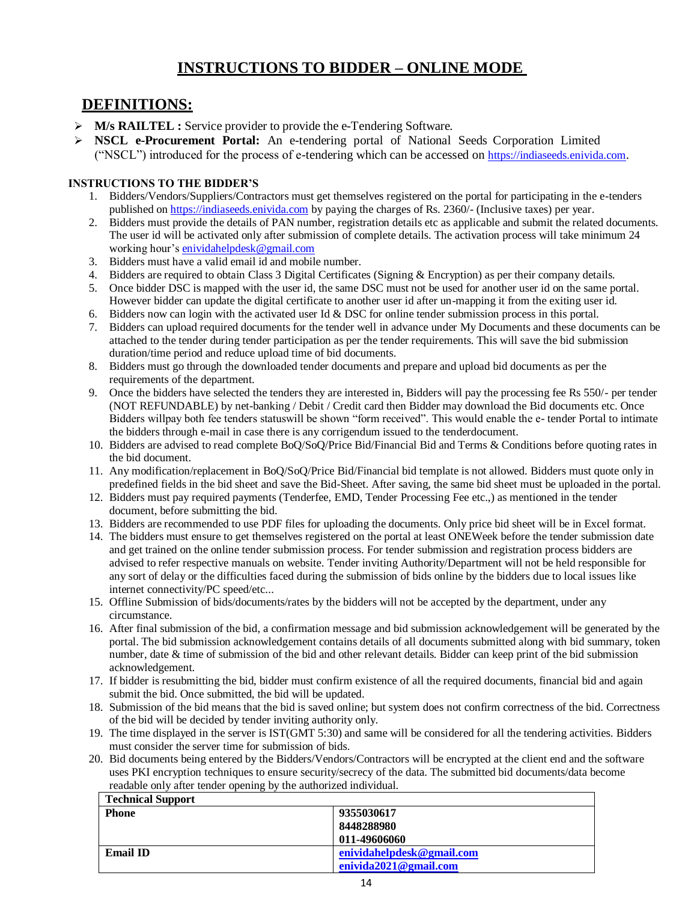# INSTRUCTIONS TO BIDDER – ONLINE MODE

## DEFINITIONS:

- **M/s RAILTEL :** Service provider to provide the e-Tendering Software.
- **NSCL e-Procurement Portal:** An e-tendering portal of National Seeds Corporation Limited ("NSCL") introduced for the process of e-tendering which can be accessed on https://indiaseeds.enivida.com.

**INSTRUCTIONS TO THE BIDDER'S**

1. Bidders/Vendors/Suppliers/Contractors must get themselves registered on the portal for participating in the e-tenders published on https://indiaseeds.enivida.com by paying the charges of Rs. 2360/- (Inclusive taxes) per year.
2. Bidders must provide the details of PAN number, registration details etc as applicable and submit the related documents. The user id will be activated only after submission of complete details. The activation process will take minimum 24 working hour's enividahelpdesk@gmail.com
3. Bidders must have a valid email id and mobile number.
4. Bidders are required to obtain Class 3 Digital Certificates (Signing & Encryption) as per their company details.
5. Once bidder DSC is mapped with the user id, the same DSC must not be used for another user id on the same portal. However bidder can update the digital certificate to another user id after un-mapping it from the exiting user id.
6. Bidders now can login with the activated user Id & DSC for online tender submission process in this portal.
7. Bidders can upload required documents for the tender well in advance under My Documents and these documents can be attached to the tender during tender participation as per the tender requirements. This will save the bid submission duration/time period and reduce upload time of bid documents.
8. Bidders must go through the downloaded tender documents and prepare and upload bid documents as per the requirements of the department.
9. Once the bidders have selected the tenders they are interested in, Bidders will pay the processing fee Rs 550/- per tender (NOT REFUNDABLE) by net-banking / Debit / Credit card then Bidder may download the Bid documents etc. Once Bidders willpay both fee tenders statuswill be shown "form received". This would enable the e- tender Portal to intimate the bidders through e-mail in case there is any corrigendum issued to the tenderdocument.
10. Bidders are advised to read complete BoQ/SoQ/Price Bid/Financial Bid and Terms & Conditions before quoting rates in the bid document.
11. Any modification/replacement in BoQ/SoQ/Price Bid/Financial bid template is not allowed. Bidders must quote only in predefined fields in the bid sheet and save the Bid-Sheet. After saving, the same bid sheet must be uploaded in the portal.
12. Bidders must pay required payments (Tenderfee, EMD, Tender Processing Fee etc.,) as mentioned in the tender document, before submitting the bid.
13. Bidders are recommended to use PDF files for uploading the documents. Only price bid sheet will be in Excel format.
14. The bidders must ensure to get themselves registered on the portal at least ONEWeek before the tender submission date and get trained on the online tender submission process. For tender submission and registration process bidders are advised to refer respective manuals on website. Tender inviting Authority/Department will not be held responsible for any sort of delay or the difficulties faced during the submission of bids online by the bidders due to local issues like internet connectivity/PC speed/etc...
15. Offline Submission of bids/documents/rates by the bidders will not be accepted by the department, under any circumstance.
16. After final submission of the bid, a confirmation message and bid submission acknowledgement will be generated by the portal. The bid submission acknowledgement contains details of all documents submitted along with bid summary, token number, date & time of submission of the bid and other relevant details. Bidder can keep print of the bid submission acknowledgement.
17. If bidder is resubmitting the bid, bidder must confirm existence of all the required documents, financial bid and again submit the bid. Once submitted, the bid will be updated.
18. Submission of the bid means that the bid is saved online; but system does not confirm correctness of the bid. Correctness of the bid will be decided by tender inviting authority only.
19. The time displayed in the server is IST(GMT 5:30) and same will be considered for all the tendering activities. Bidders must consider the server time for submission of bids.
20. Bid documents being entered by the Bidders/Vendors/Contractors will be encrypted at the client end and the software uses PKI encryption techniques to ensure security/secrecy of the data. The submitted bid documents/data become readable only after tender opening by the authorized individual.

| **Technical Support** | |
|---|---|
| **Phone** | **9355030617**<br>**8448288980**<br>**011-49606060** |
| **Email ID** | **enividahelpdesk@gmail.com**<br>**enivida2021@gmail.com** |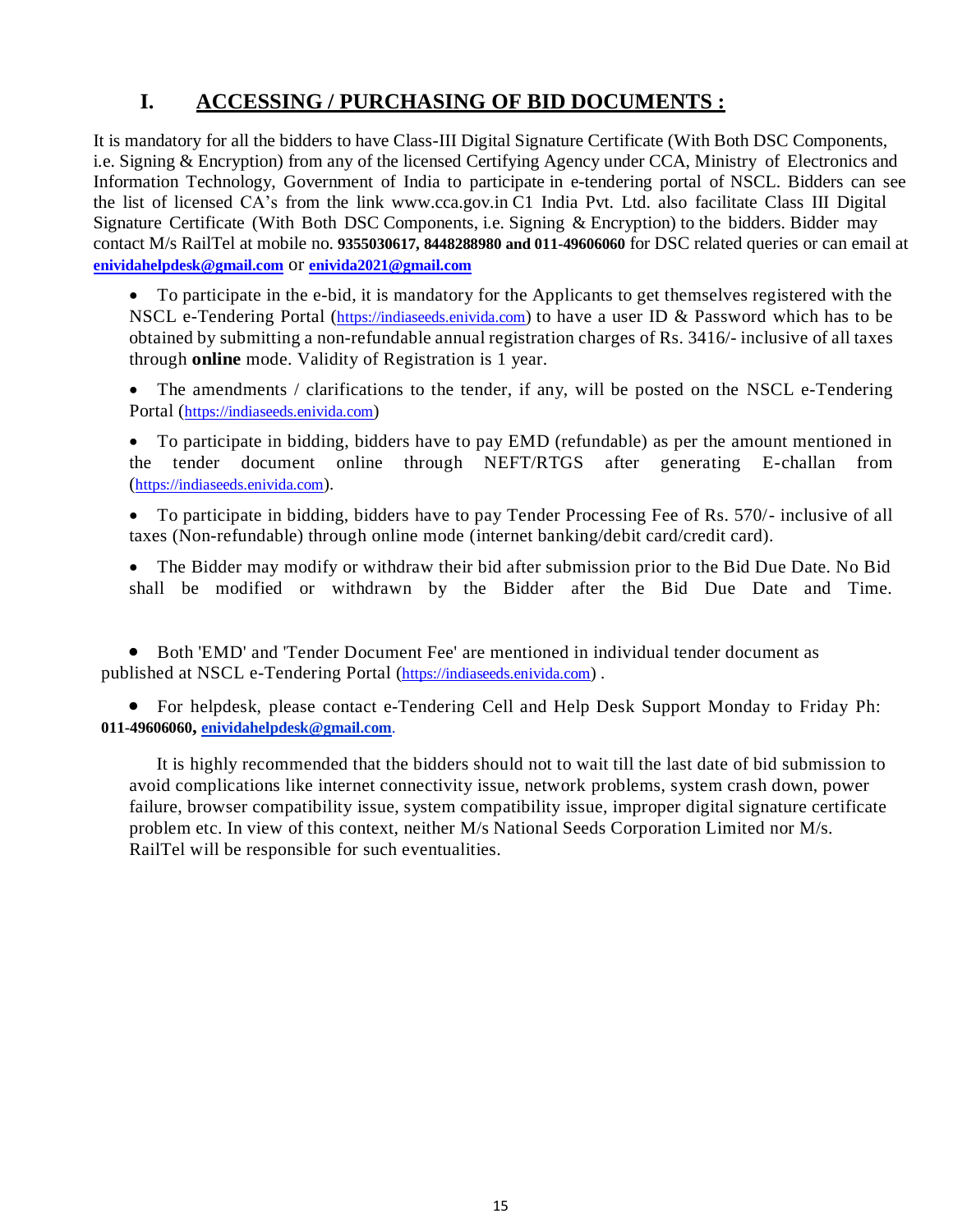# I. ACCESSING / PURCHASING OF BID DOCUMENTS :

It is mandatory for all the bidders to have Class-III Digital Signature Certificate (With Both DSC Components, i.e. Signing & Encryption) from any of the licensed Certifying Agency under CCA, Ministry of Electronics and Information Technology, Government of India to participate in e-tendering portal of NSCL. Bidders can see the list of licensed CA's from the link www.cca.gov.in C1 India Pvt. Ltd. also facilitate Class III Digital Signature Certificate (With Both DSC Components, i.e. Signing & Encryption) to the bidders. Bidder may contact M/s RailTel at mobile no. **9355030617, 8448288980 and 011-49606060** for DSC related queries or can email at **enividahelpdesk@gmail.com** or **enivida2021@gmail.com**

- To participate in the e-bid, it is mandatory for the Applicants to get themselves registered with the NSCL e-Tendering Portal (https://indiaseeds.enivida.com) to have a user ID & Password which has to be obtained by submitting a non-refundable annual registration charges of Rs. 3416/- inclusive of all taxes through **online** mode. Validity of Registration is 1 year.
- The amendments / clarifications to the tender, if any, will be posted on the NSCL e-Tendering Portal (https://indiaseeds.enivida.com)
- To participate in bidding, bidders have to pay EMD (refundable) as per the amount mentioned in the tender document online through NEFT/RTGS after generating E-challan from (https://indiaseeds.enivida.com).
- To participate in bidding, bidders have to pay Tender Processing Fee of Rs. 570/- inclusive of all taxes (Non-refundable) through online mode (internet banking/debit card/credit card).
- The Bidder may modify or withdraw their bid after submission prior to the Bid Due Date. No Bid shall be modified or withdrawn by the Bidder after the Bid Due Date and Time.
- Both 'EMD' and 'Tender Document Fee' are mentioned in individual tender document as published at NSCL e-Tendering Portal (https://indiaseeds.enivida.com) .
- For helpdesk, please contact e-Tendering Cell and Help Desk Support Monday to Friday Ph: **011-49606060, enividahelpdesk@gmail.com**.

It is highly recommended that the bidders should not to wait till the last date of bid submission to avoid complications like internet connectivity issue, network problems, system crash down, power failure, browser compatibility issue, system compatibility issue, improper digital signature certificate problem etc. In view of this context, neither M/s National Seeds Corporation Limited nor M/s. RailTel will be responsible for such eventualities.